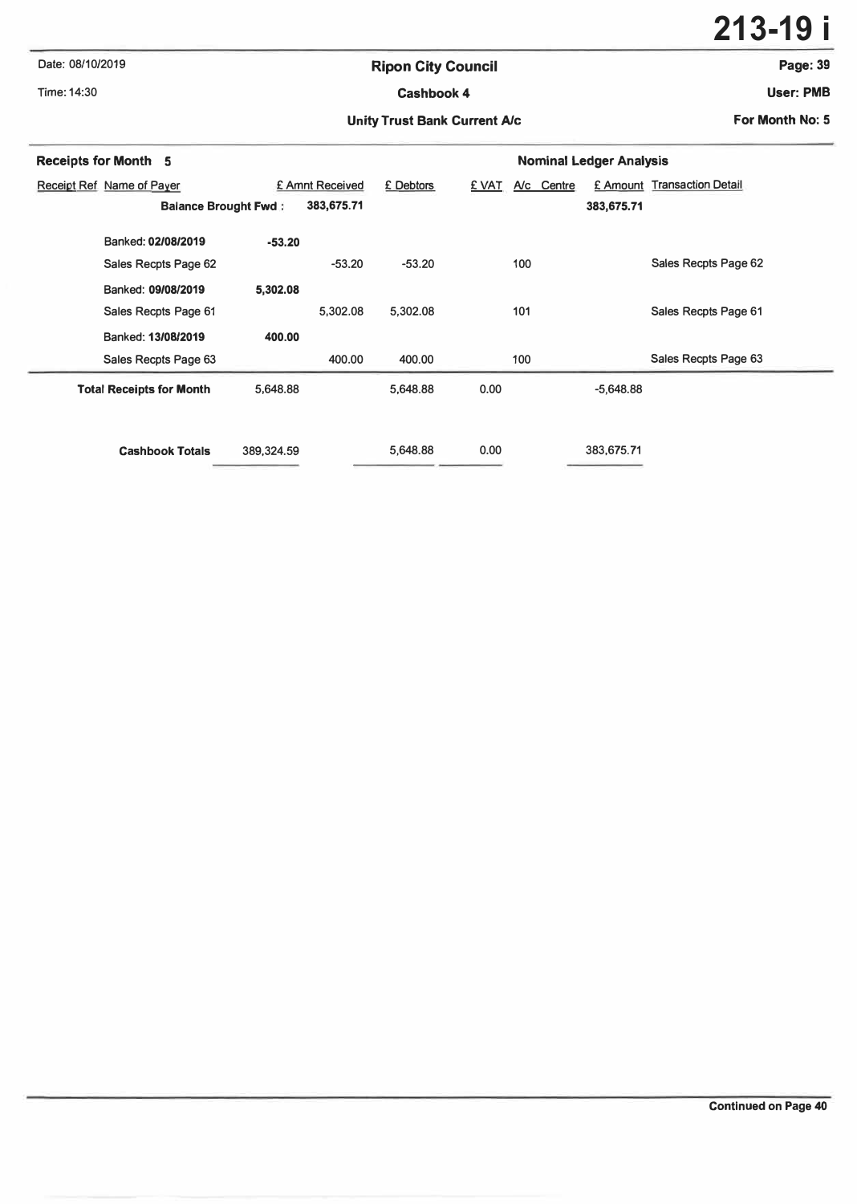# 213-19 i

Date: 08/10/2019

Time: 14:30

## Ripon City Council

### Cashbook 4

### Unity Trust Bank Current A/c

For Month No: 5

**Receipts for Month 5** — **Nominal Ledger Analysis**

| Receipt Ref | Name of Payer | | £ Amnt Received | £ Debtors | £ VAT | A/c | Centre | £ Amount | Transaction Detail |
|---|---|---|---|---|---|---|---|---|---|
| | **Balance Brought Fwd :** | | **383,675.71** | | | | | **383,675.71** | |
| | **Banked: 02/08/2019** | **-53.20** | | | | | | | |
| | Sales Recpts Page 62 | | -53.20 | -53.20 | | 100 | | | Sales Recpts Page 62 |
| | **Banked: 09/08/2019** | **5,302.08** | | | | | | | |
| | Sales Recpts Page 61 | | 5,302.08 | 5,302.08 | | 101 | | | Sales Recpts Page 61 |
| | **Banked: 13/08/2019** | **400.00** | | | | | | | |
| | Sales Recpts Page 63 | | 400.00 | 400.00 | | 100 | | | Sales Recpts Page 63 |
| | **Total Receipts for Month** | 5,648.88 | | 5,648.88 | 0.00 | | | -5,648.88 | |
| | **Cashbook Totals** | 389,324.59 | | 5,648.88 | 0.00 | | | 383,675.71 | |

**Continued on Page 40**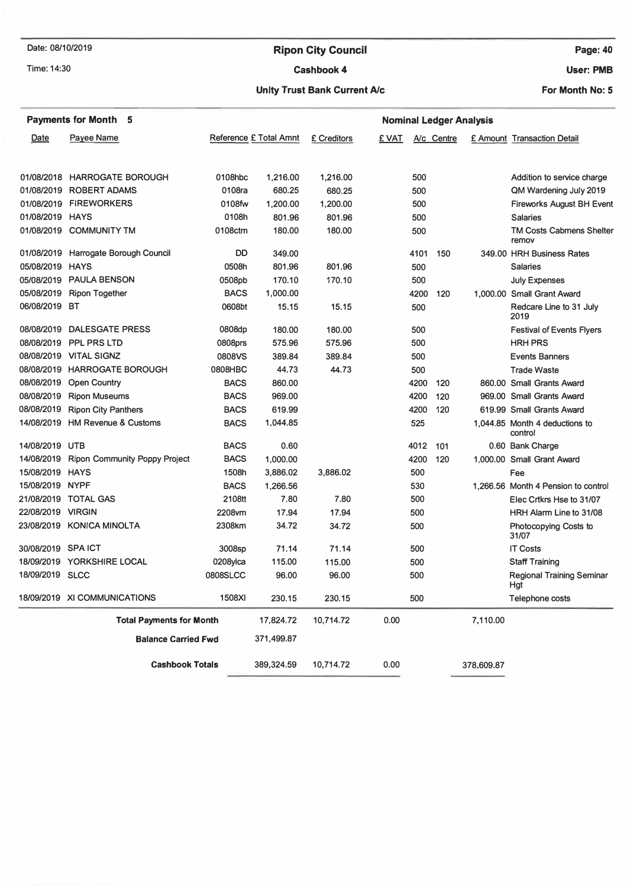Date: 08/10/2019

Time: 14:30

## Ripon City Council

### Cashbook 4

### Unity Trust Bank Current A/c

Page: 40

User: PMB

For Month No: 5

**Payments for Month 5** — **Nominal Ledger Analysis**

| Date | Payee Name | Reference | £ Total Amnt | £ Creditors | £ VAT | A/c | Centre | £ Amount | Transaction Detail |
|---|---|---|---|---|---|---|---|---|---|
| 01/08/2018 | HARROGATE BOROUGH | 0108hbc | 1,216.00 | 1,216.00 | | 500 | | | Addition to service charge |
| 01/08/2019 | ROBERT ADAMS | 0108ra | 680.25 | 680.25 | | 500 | | | QM Wardening July 2019 |
| 01/08/2019 | FIREWORKERS | 0108fw | 1,200.00 | 1,200.00 | | 500 | | | Fireworks August BH Event |
| 01/08/2019 | HAYS | 0108h | 801.96 | 801.96 | | 500 | | | Salaries |
| 01/08/2019 | COMMUNITY TM | 0108ctm | 180.00 | 180.00 | | 500 | | | TM Costs Cabmens Shelter remov |
| 01/08/2019 | Harrogate Borough Council | DD | 349.00 | | | 4101 | 150 | 349.00 | HRH Business Rates |
| 05/08/2019 | HAYS | 0508h | 801.96 | 801.96 | | 500 | | | Salaries |
| 05/08/2019 | PAULA BENSON | 0508pb | 170.10 | 170.10 | | 500 | | | July Expenses |
| 05/08/2019 | Ripon Together | BACS | 1,000.00 | | | 4200 | 120 | 1,000.00 | Small Grant Award |
| 06/08/2019 | BT | 0608bt | 15.15 | 15.15 | | 500 | | | Redcare Line to 31 July 2019 |
| 08/08/2019 | DALESGATE PRESS | 0808dp | 180.00 | 180.00 | | 500 | | | Festival of Events Flyers |
| 08/08/2019 | PPL PRS LTD | 0808prs | 575.96 | 575.96 | | 500 | | | HRH PRS |
| 08/08/2019 | VITAL SIGNZ | 0808VS | 389.84 | 389.84 | | 500 | | | Events Banners |
| 08/08/2019 | HARROGATE BOROUGH | 0808HBC | 44.73 | 44.73 | | 500 | | | Trade Waste |
| 08/08/2019 | Open Country | BACS | 860.00 | | | 4200 | 120 | 860.00 | Small Grants Award |
| 08/08/2019 | Ripon Museums | BACS | 969.00 | | | 4200 | 120 | 969.00 | Small Grants Award |
| 08/08/2019 | Ripon City Panthers | BACS | 619.99 | | | 4200 | 120 | 619.99 | Small Grant Award |
| 14/08/2019 | HM Revenue & Customs | BACS | 1,044.85 | | | 525 | | 1,044.85 | Month 4 deductions to control |
| 14/08/2019 | UTB | BACS | 0.60 | | | 4012 | 101 | 0.60 | Bank Charge |
| 14/08/2019 | Ripon Community Poppy Project | BACS | 1,000.00 | | | 4200 | 120 | 1,000.00 | Small Grant Award |
| 15/08/2019 | HAYS | 1508h | 3,886.02 | 3,886.02 | | 500 | | | Fee |
| 15/08/2019 | NYPF | BACS | 1,266.56 | | | 530 | | 1,266.56 | Month 4 Pension to control |
| 21/08/2019 | TOTAL GAS | 2108tt | 7.80 | 7.80 | | 500 | | | Elec Crtkrs Hse to 31/07 |
| 22/08/2019 | VIRGIN | 2208vm | 17.94 | 17.94 | | 500 | | | HRH Alarm Line to 31/08 |
| 23/08/2019 | KONICA MINOLTA | 2308km | 34.72 | 34.72 | | 500 | | | Photocopying Costs to 31/07 |
| 30/08/2019 | SPA ICT | 3008sp | 71.14 | 71.14 | | 500 | | | IT Costs |
| 18/09/2019 | YORKSHIRE LOCAL | 0208ylca | 115.00 | 115.00 | | 500 | | | Staff Training |
| 18/09/2019 | SLCC | 0808SLCC | 96.00 | 96.00 | | 500 | | | Regional Training Seminar Hgt |
| 18/09/2019 | XI COMMUNICATIONS | 1508XI | 230.15 | 230.15 | | 500 | | | Telephone costs |
| | **Total Payments for Month** | | 17,824.72 | 10,714.72 | 0.00 | | | 7,110.00 | |
| | **Balance Carried Fwd** | | 371,499.87 | | | | | | |
| | **Cashbook Totals** | | 389,324.59 | 10,714.72 | 0.00 | | | 378,609.87 | |